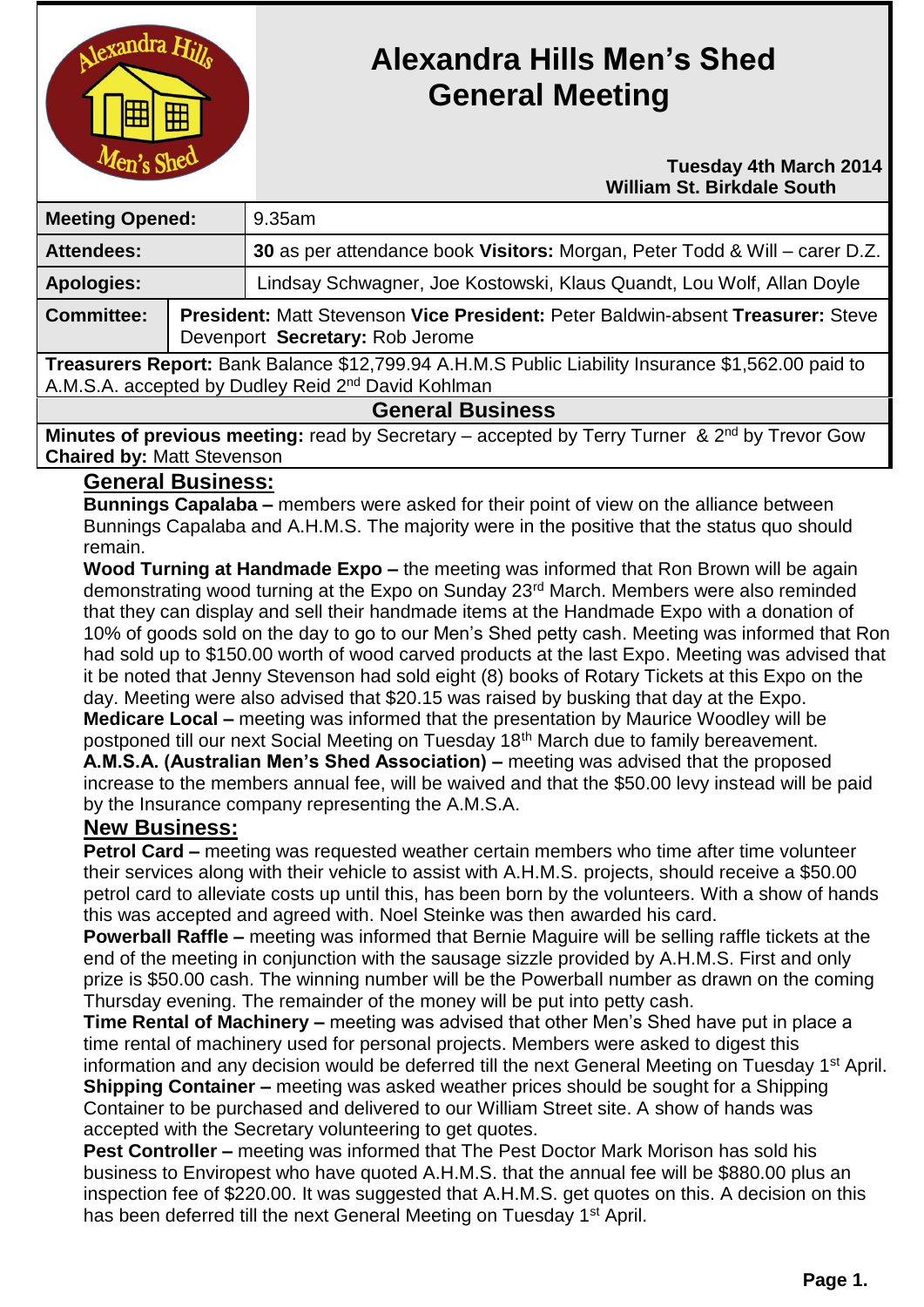# Alexandra Hills Men's Shed General Meeting

**Tuesday 4th March 2014**
**William St. Birkdale South**

| | |
|---|---|
| **Meeting Opened:** | 9.35am |
| **Attendees:** | **30** as per attendance book **Visitors:** Morgan, Peter Todd & Will – carer D.Z. |
| **Apologies:** | Lindsay Schwagner, Joe Kostowski, Klaus Quandt, Lou Wolf, Allan Doyle |
| **Committee:** | **President:** Matt Stevenson **Vice President:** Peter Baldwin-absent **Treasurer:** Steve Devenport **Secretary:** Rob Jerome |

**Treasurers Report:** Bank Balance $12,799.94 A.H.M.S Public Liability Insurance $1,562.00 paid to A.M.S.A. accepted by Dudley Reid 2nd David Kohlman

## General Business

**Minutes of previous meeting:** read by Secretary – accepted by Terry Turner & 2nd by Trevor Gow
**Chaired by:** Matt Stevenson

## General Business:

**Bunnings Capalaba –** members were asked for their point of view on the alliance between Bunnings Capalaba and A.H.M.S. The majority were in the positive that the status quo should remain.

**Wood Turning at Handmade Expo –** the meeting was informed that Ron Brown will be again demonstrating wood turning at the Expo on Sunday 23rd March. Members were also reminded that they can display and sell their handmade items at the Handmade Expo with a donation of 10% of goods sold on the day to go to our Men's Shed petty cash. Meeting was informed that Ron had sold up to $150.00 worth of wood carved products at the last Expo. Meeting was advised that it be noted that Jenny Stevenson had sold eight (8) books of Rotary Tickets at this Expo on the day. Meeting were also advised that $20.15 was raised by busking that day at the Expo.

**Medicare Local –** meeting was informed that the presentation by Maurice Woodley will be postponed till our next Social Meeting on Tuesday 18th March due to family bereavement.

**A.M.S.A. (Australian Men's Shed Association) –** meeting was advised that the proposed increase to the members annual fee, will be waived and that the $50.00 levy instead will be paid by the Insurance company representing the A.M.S.A.

## New Business:

**Petrol Card –** meeting was requested weather certain members who time after time volunteer their services along with their vehicle to assist with A.H.M.S. projects, should receive a $50.00 petrol card to alleviate costs up until this, has been born by the volunteers. With a show of hands this was accepted and agreed with. Noel Steinke was then awarded his card.

**Powerball Raffle –** meeting was informed that Bernie Maguire will be selling raffle tickets at the end of the meeting in conjunction with the sausage sizzle provided by A.H.M.S. First and only prize is $50.00 cash. The winning number will be the Powerball number as drawn on the coming Thursday evening. The remainder of the money will be put into petty cash.

**Time Rental of Machinery –** meeting was advised that other Men's Shed have put in place a time rental of machinery used for personal projects. Members were asked to digest this information and any decision would be deferred till the next General Meeting on Tuesday 1st April.

**Shipping Container –** meeting was asked weather prices should be sought for a Shipping Container to be purchased and delivered to our William Street site. A show of hands was accepted with the Secretary volunteering to get quotes.

**Pest Controller –** meeting was informed that The Pest Doctor Mark Morison has sold his business to Enviropest who have quoted A.H.M.S. that the annual fee will be $880.00 plus an inspection fee of $220.00. It was suggested that A.H.M.S. get quotes on this. A decision on this has been deferred till the next General Meeting on Tuesday 1st April.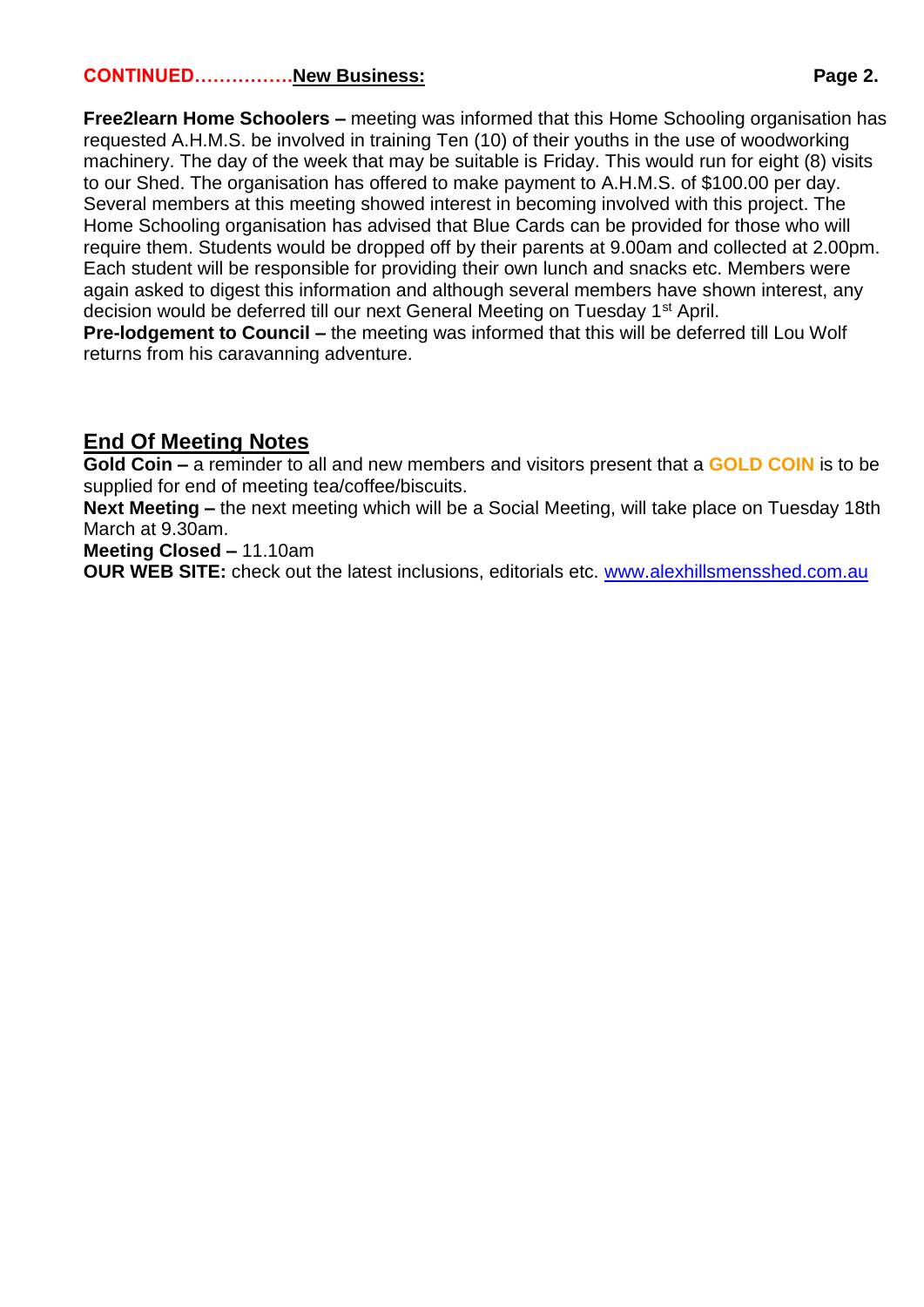**CONTINUED…………….New Business:**

**Free2learn Home Schoolers –** meeting was informed that this Home Schooling organisation has requested A.H.M.S. be involved in training Ten (10) of their youths in the use of woodworking machinery. The day of the week that may be suitable is Friday. This would run for eight (8) visits to our Shed. The organisation has offered to make payment to A.H.M.S. of $100.00 per day. Several members at this meeting showed interest in becoming involved with this project. The Home Schooling organisation has advised that Blue Cards can be provided for those who will require them. Students would be dropped off by their parents at 9.00am and collected at 2.00pm. Each student will be responsible for providing their own lunch and snacks etc. Members were again asked to digest this information and although several members have shown interest, any decision would be deferred till our next General Meeting on Tuesday 1st April.

**Pre-lodgement to Council –** the meeting was informed that this will be deferred till Lou Wolf returns from his caravanning adventure.

## End Of Meeting Notes

**Gold Coin –** a reminder to all and new members and visitors present that a **GOLD COIN** is to be supplied for end of meeting tea/coffee/biscuits.

**Next Meeting –** the next meeting which will be a Social Meeting, will take place on Tuesday 18th March at 9.30am.

**Meeting Closed –** 11.10am

**OUR WEB SITE:** check out the latest inclusions, editorials etc. www.alexhillsmensshed.com.au